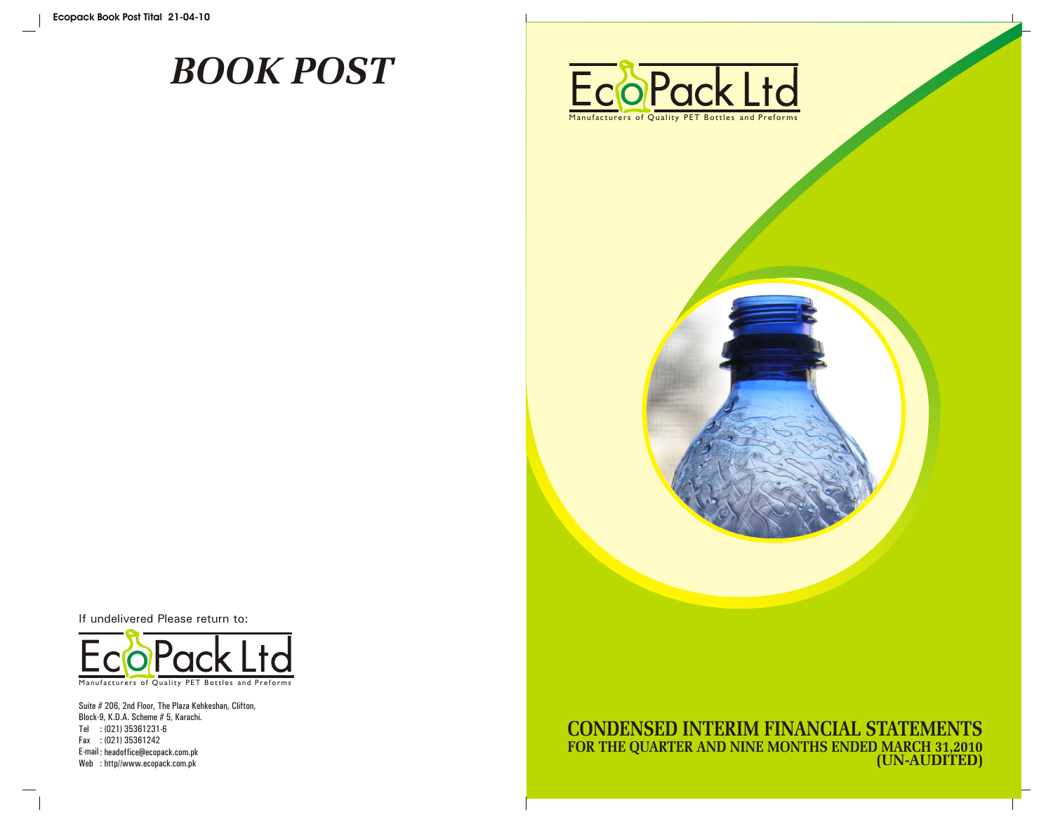# BOOK POST

If undelivered Please return to:

EcoPack Ltd

Manufacturers of Quality PET Bottles and Preforms

Suite # 206, 2nd Floor, The Plaza Kehkeshan, Clifton,
Block-9, K.D.A. Scheme # 5, Karachi.
Tel : (021) 35361231-6
Fax : (021) 35361242
E-mail : headoffice@ecopack.com.pk
Web : http//www.ecopack.com.pk

EcoPack Ltd

Manufacturers of Quality PET Bottles and Preforms

# CONDENSED INTERIM FINANCIAL STATEMENTS

## FOR THE QUARTER AND NINE MONTHS ENDED MARCH 31,2010 (UN-AUDITED)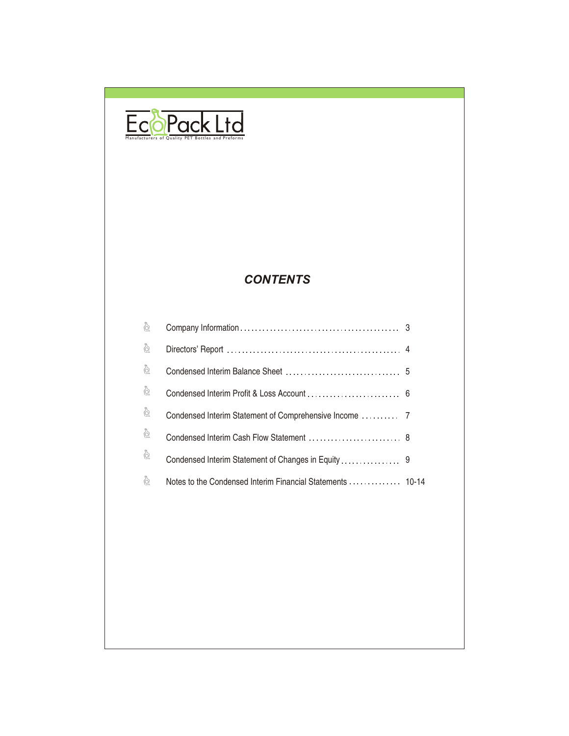EcoPack Ltd

Manufacturers of Quality PET Bottles and Preforms

## *CONTENTS*

- Company Information ........................................... 3
- Directors' Report ............................................... 4
- Condensed Interim Balance Sheet ................................. 5
- Condensed Interim Profit & Loss Account ......................... 6
- Condensed Interim Statement of Comprehensive Income ............ 7
- Condensed Interim Cash Flow Statement ........................... 8
- Condensed Interim Statement of Changes in Equity ................ 9
- Notes to the Condensed Interim Financial Statements ............. 10-14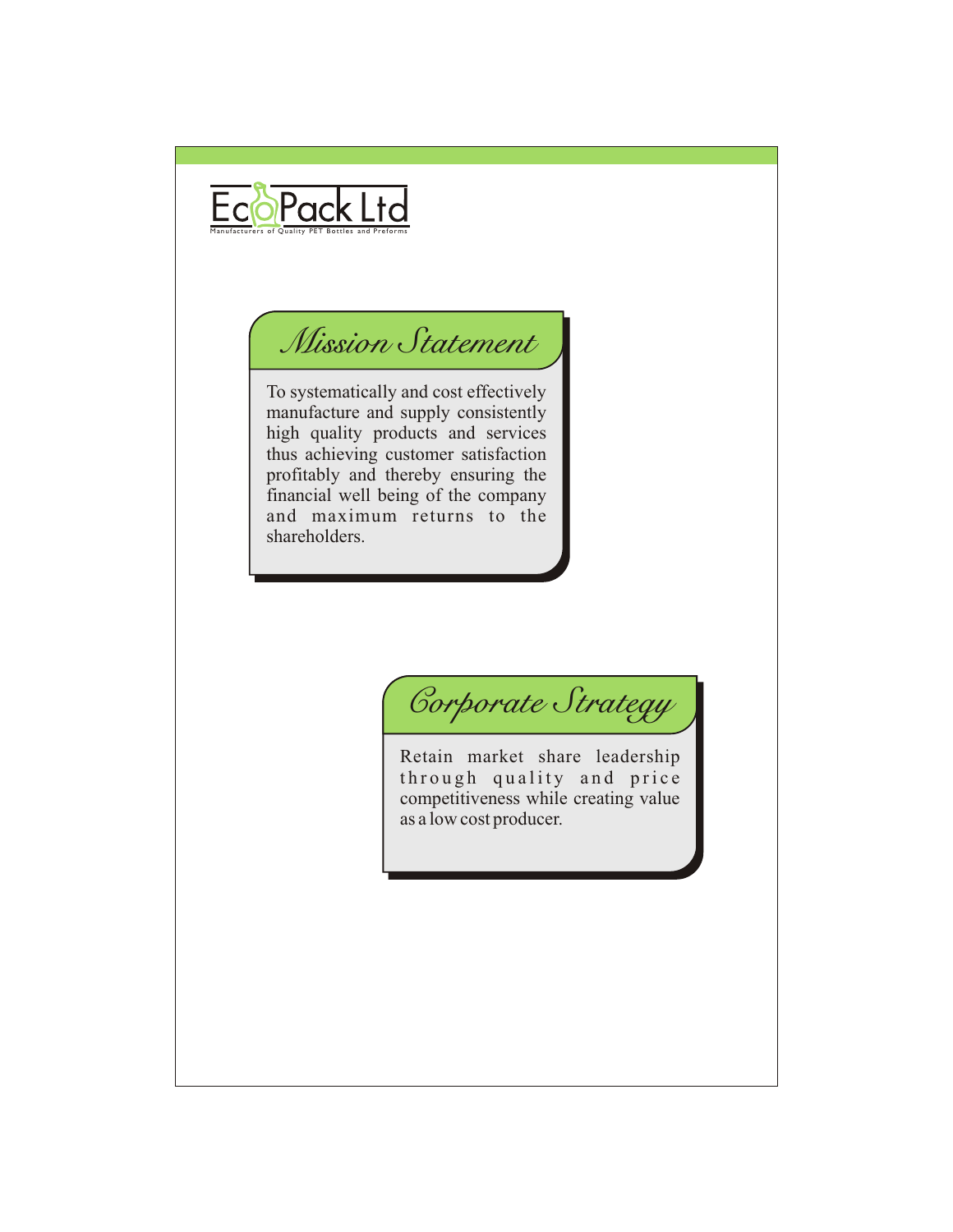EcoPack Ltd

Manufacturers of Quality PET Bottles and Preforms

## *Mission Statement*

To systematically and cost effectively manufacture and supply consistently high quality products and services thus achieving customer satisfaction profitably and thereby ensuring the financial well being of the company and maximum returns to the shareholders.

## *Corporate Strategy*

Retain market share leadership through quality and price competitiveness while creating value as a low cost producer.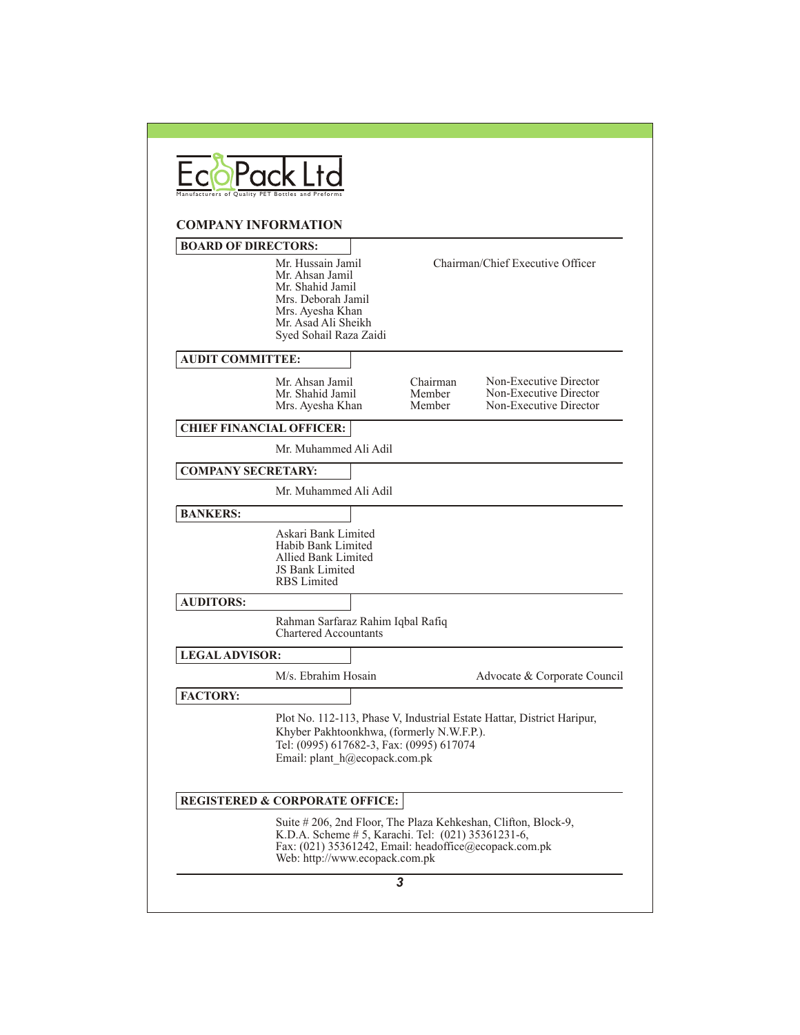EcoPack Ltd

Manufacturers of Quality PET Bottles and Preforms

## COMPANY INFORMATION

### BOARD OF DIRECTORS:

Mr. Hussain Jamil — Chairman/Chief Executive Officer
Mr. Ahsan Jamil
Mr. Shahid Jamil
Mrs. Deborah Jamil
Mrs. Ayesha Khan
Mr. Asad Ali Sheikh
Syed Sohail Raza Zaidi

### AUDIT COMMITTEE:

| Name | Position | Status |
|---|---|---|
| Mr. Ahsan Jamil | Chairman | Non-Executive Director |
| Mr. Shahid Jamil | Member | Non-Executive Director |
| Mrs. Ayesha Khan | Member | Non-Executive Director |

### CHIEF FINANCIAL OFFICER:

Mr. Muhammed Ali Adil

### COMPANY SECRETARY:

Mr. Muhammed Ali Adil

### BANKERS:

Askari Bank Limited
Habib Bank Limited
Allied Bank Limited
JS Bank Limited
RBS Limited

### AUDITORS:

Rahman Sarfaraz Rahim Iqbal Rafiq
Chartered Accountants

### LEGAL ADVISOR:

M/s. Ebrahim Hosain — Advocate & Corporate Council

### FACTORY:

Plot No. 112-113, Phase V, Industrial Estate Hattar, District Haripur,
Khyber Pakhtoonkhwa, (formerly N.W.F.P.).
Tel: (0995) 617682-3, Fax: (0995) 617074
Email: plant_h@ecopack.com.pk

### REGISTERED & CORPORATE OFFICE:

Suite # 206, 2nd Floor, The Plaza Kehkeshan, Clifton, Block-9,
K.D.A. Scheme # 5, Karachi. Tel: (021) 35361231-6,
Fax: (021) 35361242, Email: headoffice@ecopack.com.pk
Web: http://www.ecopack.com.pk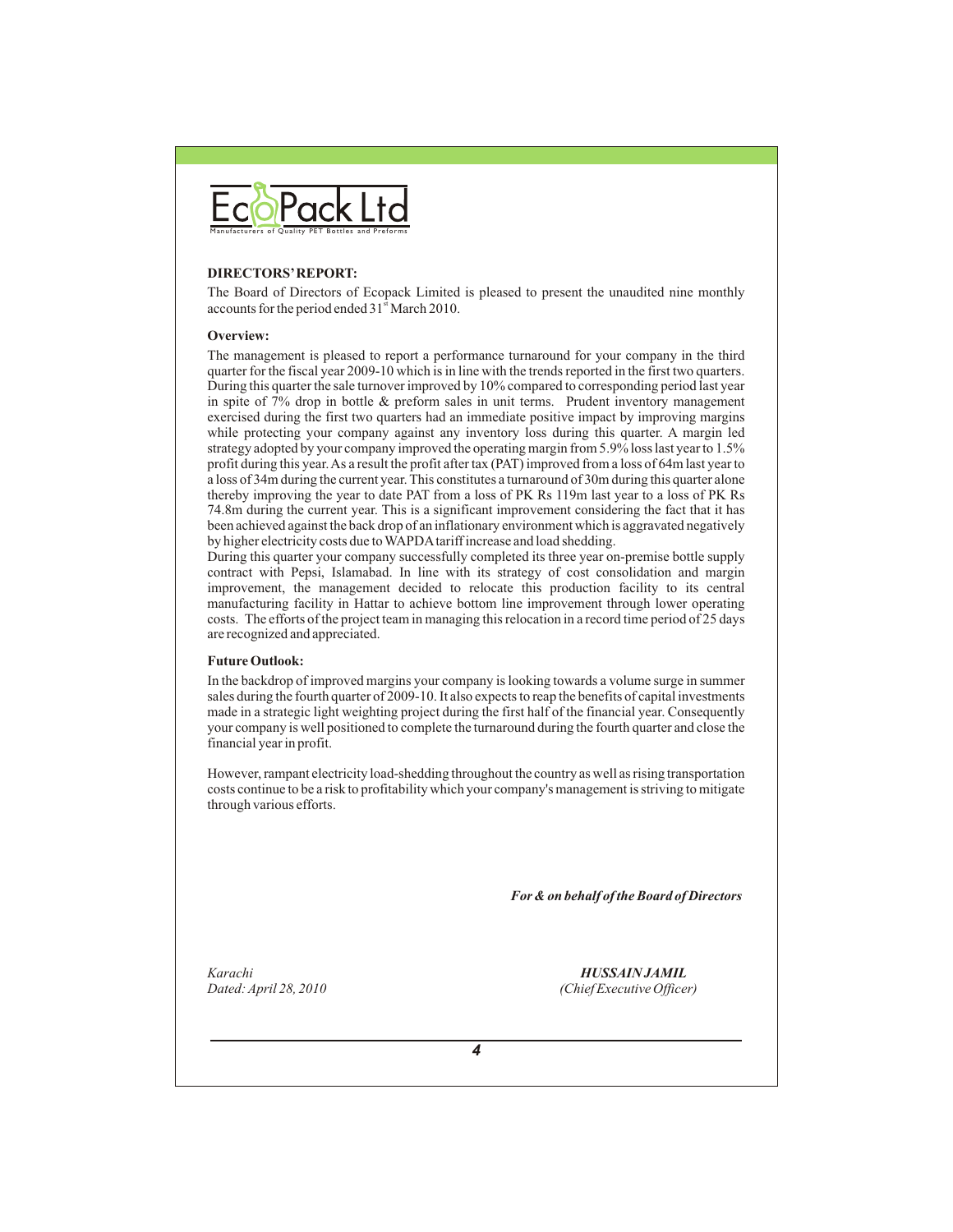EcoPack Ltd

Manufacturers of Quality PET Bottles and Preforms

**DIRECTORS' REPORT:**

The Board of Directors of Ecopack Limited is pleased to present the unaudited nine monthly accounts for the period ended 31st March 2010.

**Overview:**

The management is pleased to report a performance turnaround for your company in the third quarter for the fiscal year 2009-10 which is in line with the trends reported in the first two quarters. During this quarter the sale turnover improved by 10% compared to corresponding period last year in spite of 7% drop in bottle & preform sales in unit terms. Prudent inventory management exercised during the first two quarters had an immediate positive impact by improving margins while protecting your company against any inventory loss during this quarter. A margin led strategy adopted by your company improved the operating margin from 5.9% loss last year to 1.5% profit during this year. As a result the profit after tax (PAT) improved from a loss of 64m last year to a loss of 34m during the current year. This constitutes a turnaround of 30m during this quarter alone thereby improving the year to date PAT from a loss of PK Rs 119m last year to a loss of PK Rs 74.8m during the current year. This is a significant improvement considering the fact that it has been achieved against the back drop of an inflationary environment which is aggravated negatively by higher electricity costs due to WAPDA tariff increase and load shedding.

During this quarter your company successfully completed its three year on-premise bottle supply contract with Pepsi, Islamabad. In line with its strategy of cost consolidation and margin improvement, the management decided to relocate this production facility to its central manufacturing facility in Hattar to achieve bottom line improvement through lower operating costs. The efforts of the project team in managing this relocation in a record time period of 25 days are recognized and appreciated.

**Future Outlook:**

In the backdrop of improved margins your company is looking towards a volume surge in summer sales during the fourth quarter of 2009-10. It also expects to reap the benefits of capital investments made in a strategic light weighting project during the first half of the financial year. Consequently your company is well positioned to complete the turnaround during the fourth quarter and close the financial year in profit.

However, rampant electricity load-shedding throughout the country as well as rising transportation costs continue to be a risk to profitability which your company's management is striving to mitigate through various efforts.

***For & on behalf of the Board of Directors***

*Karachi*
*Dated: April 28, 2010*

***HUSSAIN JAMIL***
*(Chief Executive Officer)*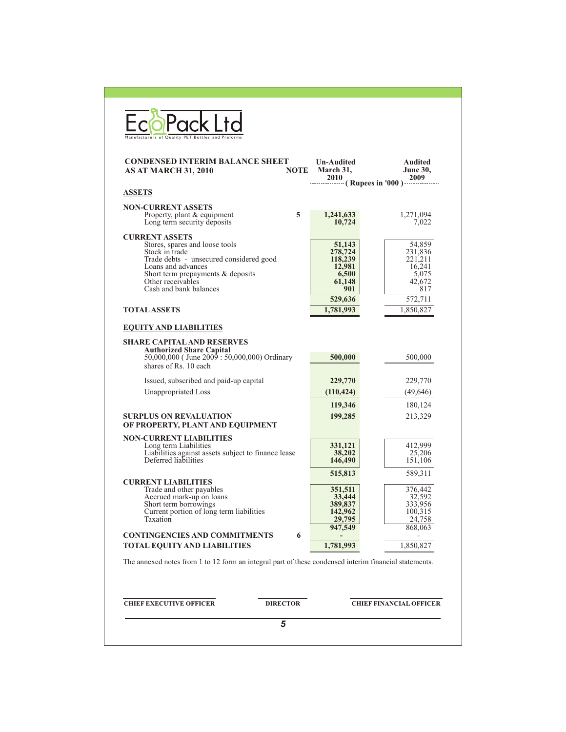EcoPack Ltd

Manufacturers of Quality PET Bottles and Preforms

## CONDENSED INTERIM BALANCE SHEET AS AT MARCH 31, 2010

| | NOTE | Un-Audited March 31, 2010 | Audited June 30, 2009 |
|---|---|---|---|
| | | (Rupees in '000) | |
| **ASSETS** | | | |
| **NON-CURRENT ASSETS** | | | |
| Property, plant & equipment | 5 | 1,241,633 | 1,271,094 |
| Long term security deposits | | 10,724 | 7,022 |
| **CURRENT ASSETS** | | | |
| Stores, spares and loose tools | | 51,143 | 54,859 |
| Stock in trade | | 278,724 | 231,836 |
| Trade debts - unsecured considered good | | 118,239 | 221,211 |
| Loans and advances | | 12,981 | 16,241 |
| Short term prepayments & deposits | | 6,500 | 5,075 |
| Other receivables | | 61,148 | 42,672 |
| Cash and bank balances | | 901 | 817 |
| | | 529,636 | 572,711 |
| **TOTAL ASSETS** | | 1,781,993 | 1,850,827 |
| **EQUITY AND LIABILITIES** | | | |
| **SHARE CAPITAL AND RESERVES** | | | |
| **Authorized Share Capital** | | | |
| 50,000,000 ( June 2009 : 50,000,000) Ordinary shares of Rs. 10 each | | 500,000 | 500,000 |
| Issued, subscribed and paid-up capital | | 229,770 | 229,770 |
| Unappropriated Loss | | (110,424) | (49,646) |
| | | 119,346 | 180,124 |
| **SURPLUS ON REVALUATION OF PROPERTY, PLANT AND EQUIPMENT** | | 199,285 | 213,329 |
| **NON-CURRENT LIABILITIES** | | | |
| Long term Liabilities | | 331,121 | 412,999 |
| Liabilities against assets subject to finance lease | | 38,202 | 25,206 |
| Deferred liabilities | | 146,490 | 151,106 |
| | | 515,813 | 589,311 |
| **CURRENT LIABILITIES** | | | |
| Trade and other payables | | 351,511 | 376,442 |
| Accrued mark-up on loans | | 33,444 | 32,592 |
| Short term borrowings | | 389,837 | 333,956 |
| Current portion of long term liabilities | | 142,962 | 100,315 |
| Taxation | | 29,795 | 24,758 |
| | | 947,549 | 868,063 |
| **CONTINGENCIES AND COMMITMENTS** | 6 | - | - |
| **TOTAL EQUITY AND LIABILITIES** | | 1,781,993 | 1,850,827 |

The annexed notes from 1 to 12 form an integral part of these condensed interim financial statements.

| CHIEF EXECUTIVE OFFICER | DIRECTOR | CHIEF FINANCIAL OFFICER |
|---|---|---|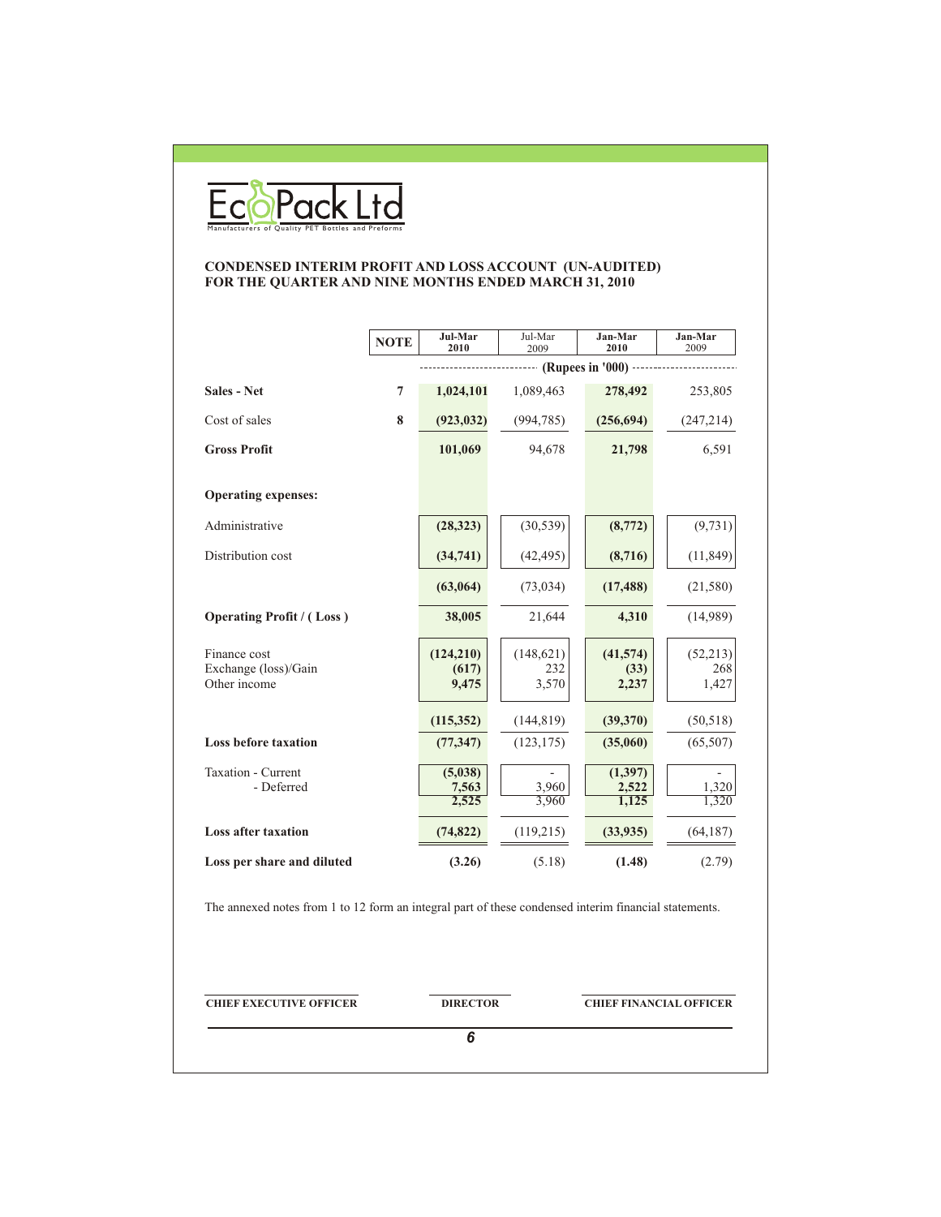EcoPack Ltd

Manufacturers of Quality PET Bottles and Preforms

## CONDENSED INTERIM PROFIT AND LOSS ACCOUNT (UN-AUDITED)
## FOR THE QUARTER AND NINE MONTHS ENDED MARCH 31, 2010

| | NOTE | Jul-Mar 2010 | Jul-Mar 2009 | Jan-Mar 2010 | Jan-Mar 2009 |
|---|---|---|---|---|---|
| | | (Rupees in '000) | | | |
| **Sales - Net** | 7 | **1,024,101** | 1,089,463 | **278,492** | 253,805 |
| Cost of sales | 8 | **(923,032)** | (994,785) | **(256,694)** | (247,214) |
| **Gross Profit** | | **101,069** | 94,678 | **21,798** | 6,591 |
| **Operating expenses:** | | | | | |
| Administrative | | **(28,323)** | (30,539) | **(8,772)** | (9,731) |
| Distribution cost | | **(34,741)** | (42,495) | **(8,716)** | (11,849) |
| | | **(63,064)** | (73,034) | **(17,488)** | (21,580) |
| **Operating Profit / ( Loss )** | | **38,005** | 21,644 | **4,310** | (14,989) |
| Finance cost | | **(124,210)** | (148,621) | **(41,574)** | (52,213) |
| Exchange (loss)/Gain | | **(617)** | 232 | **(33)** | 268 |
| Other income | | **9,475** | 3,570 | **2,237** | 1,427 |
| | | **(115,352)** | (144,819) | **(39,370)** | (50,518) |
| **Loss before taxation** | | **(77,347)** | (123,175) | **(35,060)** | (65,507) |
| Taxation - Current | | **(5,038)** | - | **(1,397)** | - |
| - Deferred | | **7,563** | 3,960 | **2,522** | 1,320 |
| | | **2,525** | 3,960 | **1,125** | 1,320 |
| **Loss after taxation** | | **(74,822)** | (119,215) | **(33,935)** | (64,187) |
| **Loss per share and diluted** | | **(3.26)** | (5.18) | **(1.48)** | (2.79) |

The annexed notes from 1 to 12 form an integral part of these condensed interim financial statements.

**CHIEF EXECUTIVE OFFICER** | **DIRECTOR** | **CHIEF FINANCIAL OFFICER**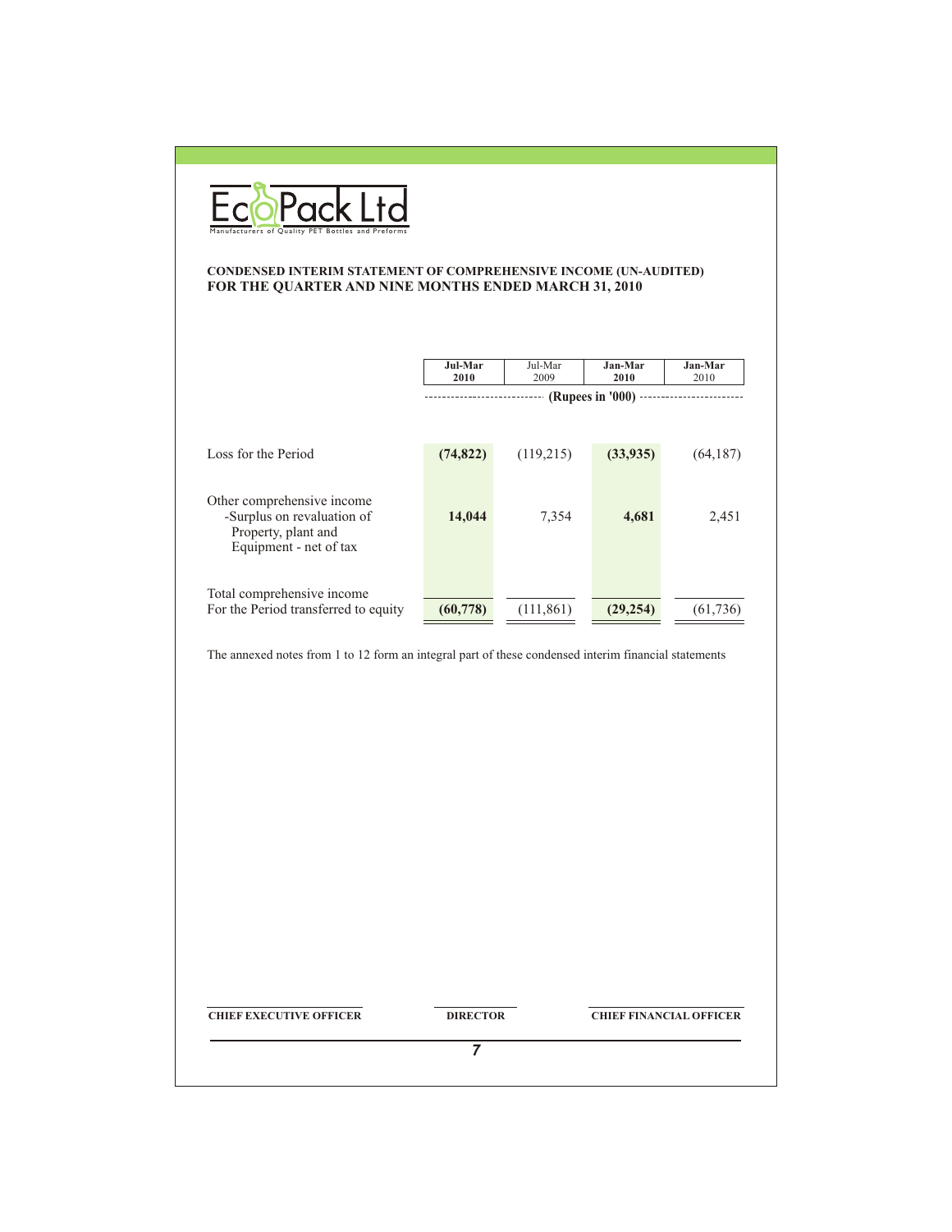# EcoPack Ltd

Manufacturers of Quality PET Bottles and Preforms

**CONDENSED INTERIM STATEMENT OF COMPREHENSIVE INCOME (UN-AUDITED)**
**FOR THE QUARTER AND NINE MONTHS ENDED MARCH 31, 2010**

| | **Jul-Mar 2010** | Jul-Mar 2009 | **Jan-Mar 2010** | **Jan-Mar** 2010 |
|---|---|---|---|---|
| | (Rupees in '000) | | | |
| Loss for the Period | **(74,822)** | (119,215) | **(33,935)** | (64,187) |
| Other comprehensive income -Surplus on revaluation of Property, plant and Equipment - net of tax | **14,044** | 7,354 | **4,681** | 2,451 |
| Total comprehensive income For the Period transferred to equity | **(60,778)** | (111,861) | **(29,254)** | (61,736) |

The annexed notes from 1 to 12 form an integral part of these condensed interim financial statements

**CHIEF EXECUTIVE OFFICER** **DIRECTOR** **CHIEF FINANCIAL OFFICER**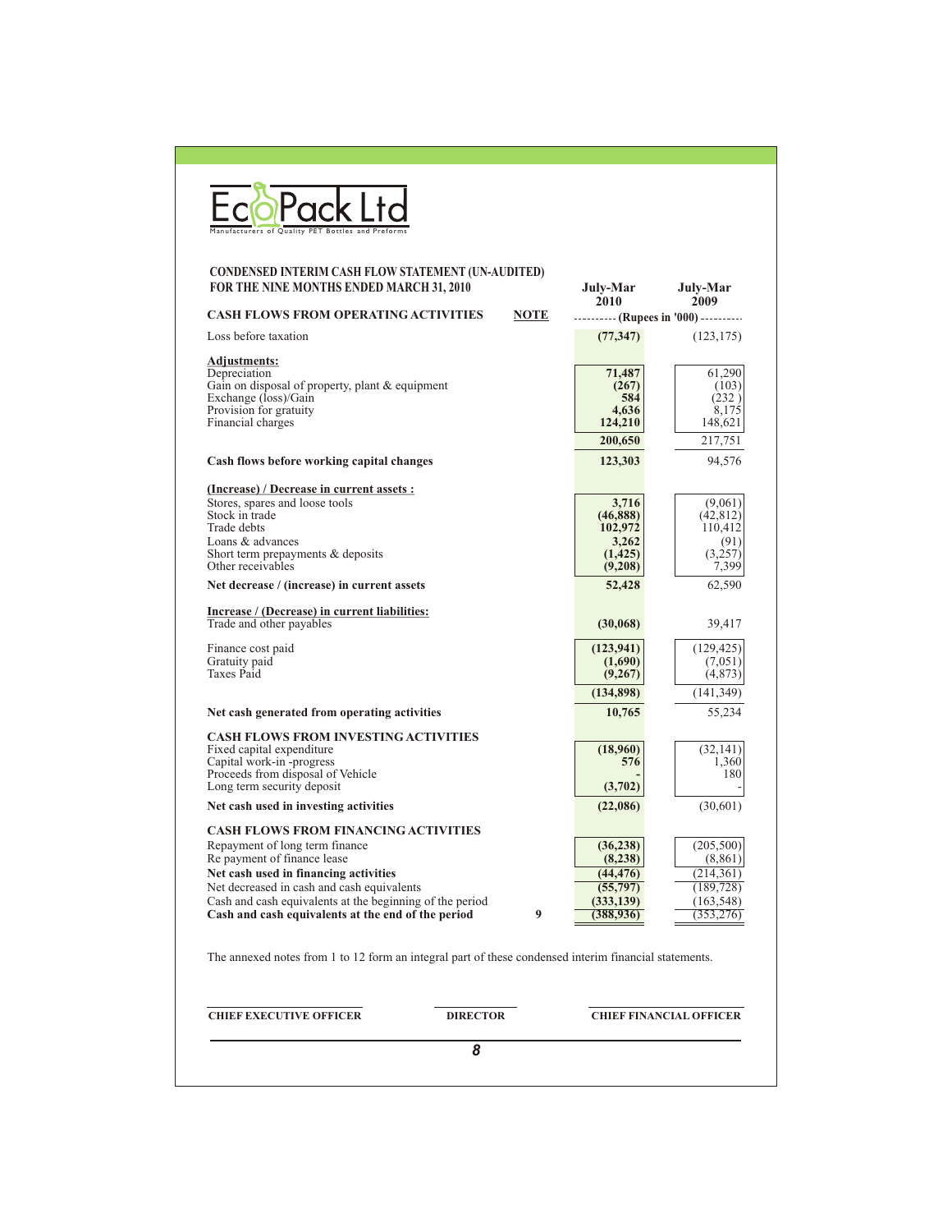Eco Pack Ltd

Manufacturers of Quality PET Bottles and Preforms

## CONDENSED INTERIM CASH FLOW STATEMENT (UN-AUDITED)
## FOR THE NINE MONTHS ENDED MARCH 31, 2010

| | NOTE | July-Mar 2010 | July-Mar 2009 |
|---|---|---|---|
| | | (Rupees in '000) | |
| **CASH FLOWS FROM OPERATING ACTIVITIES** | | | |
| Loss before taxation | | **(77,347)** | (123,175) |
| **Adjustments:** | | | |
| Depreciation | | **71,487** | 61,290 |
| Gain on disposal of property, plant & equipment | | **(267)** | (103) |
| Exchange (loss)/Gain | | **584** | (232 ) |
| Provision for gratuity | | **4,636** | 8,175 |
| Financial charges | | **124,210** | 148,621 |
| | | **200,650** | 217,751 |
| **Cash flows before working capital changes** | | **123,303** | 94,576 |
| **(Increase) / Decrease in current assets :** | | | |
| Stores, spares and loose tools | | **3,716** | (9,061) |
| Stock in trade | | **(46,888)** | (42,812) |
| Trade debts | | **102,972** | 110,412 |
| Loans & advances | | **3,262** | (91) |
| Short term prepayments & deposits | | **(1,425)** | (3,257) |
| Other receivables | | **(9,208)** | 7,399 |
| **Net decrease / (increase) in current assets** | | **52,428** | 62,590 |
| **Increase / (Decrease) in current liabilities:** | | | |
| Trade and other payables | | **(30,068)** | 39,417 |
| Finance cost paid | | **(123,941)** | (129,425) |
| Gratuity paid | | **(1,690)** | (7,051) |
| Taxes Paid | | **(9,267)** | (4,873) |
| | | **(134,898)** | (141,349) |
| **Net cash generated from operating activities** | | **10,765** | 55,234 |
| **CASH FLOWS FROM INVESTING ACTIVITIES** | | | |
| Fixed capital expenditure | | **(18,960)** | (32,141) |
| Capital work-in -progress | | **576** | 1,360 |
| Proceeds from disposal of Vehicle | | **-** | 180 |
| Long term security deposit | | **(3,702)** | - |
| **Net cash used in investing activities** | | **(22,086)** | (30,601) |
| **CASH FLOWS FROM FINANCING ACTIVITIES** | | | |
| Repayment of long term finance | | **(36,238)** | (205,500) |
| Re payment of finance lease | | **(8,238)** | (8,861) |
| **Net cash used in financing activities** | | **(44,476)** | (214,361) |
| Net decreased in cash and cash equivalents | | **(55,797)** | (189,728) |
| Cash and cash equivalents at the beginning of the period | | **(333,139)** | (163,548) |
| **Cash and cash equivalents at the end of the period** | 9 | **(388,936)** | (353,276) |

The annexed notes from 1 to 12 form an integral part of these condensed interim financial statements.

| CHIEF EXECUTIVE OFFICER | DIRECTOR | CHIEF FINANCIAL OFFICER |
|---|---|---|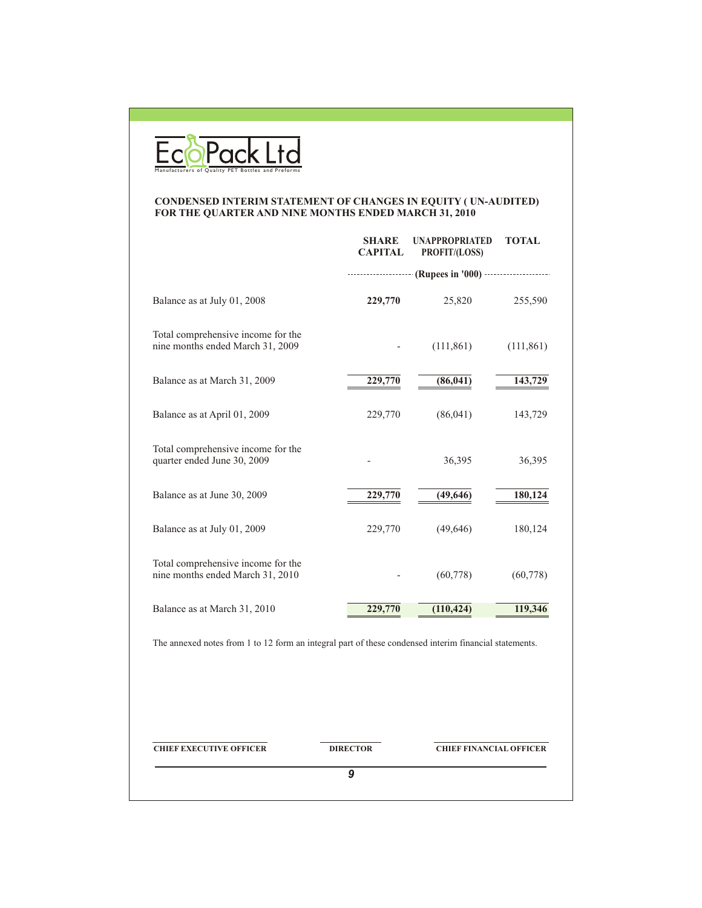Eco Pack Ltd
Manufacturers of Quality PET Bottles and Preforms

## CONDENSED INTERIM STATEMENT OF CHANGES IN EQUITY ( UN-AUDITED)
## FOR THE QUARTER AND NINE MONTHS ENDED MARCH 31, 2010

| | SHARE CAPITAL | UNAPPROPRIATED PROFIT/(LOSS) | TOTAL |
|---|---|---|---|
| | (Rupees in '000) | | |
| Balance as at July 01, 2008 | **229,770** | 25,820 | 255,590 |
| Total comprehensive income for the nine months ended March 31, 2009 | - | (111,861) | (111,861) |
| Balance as at March 31, 2009 | **229,770** | **(86,041)** | **143,729** |
| Balance as at April 01, 2009 | 229,770 | (86,041) | 143,729 |
| Total comprehensive income for the quarter ended June 30, 2009 | - | 36,395 | 36,395 |
| Balance as at June 30, 2009 | **229,770** | **(49,646)** | **180,124** |
| Balance as at July 01, 2009 | 229,770 | (49,646) | 180,124 |
| Total comprehensive income for the nine months ended March 31, 2010 | - | (60,778) | (60,778) |
| Balance as at March 31, 2010 | **229,770** | **(110,424)** | **119,346** |

The annexed notes from 1 to 12 form an integral part of these condensed interim financial statements.

**CHIEF EXECUTIVE OFFICER** | **DIRECTOR** | **CHIEF FINANCIAL OFFICER**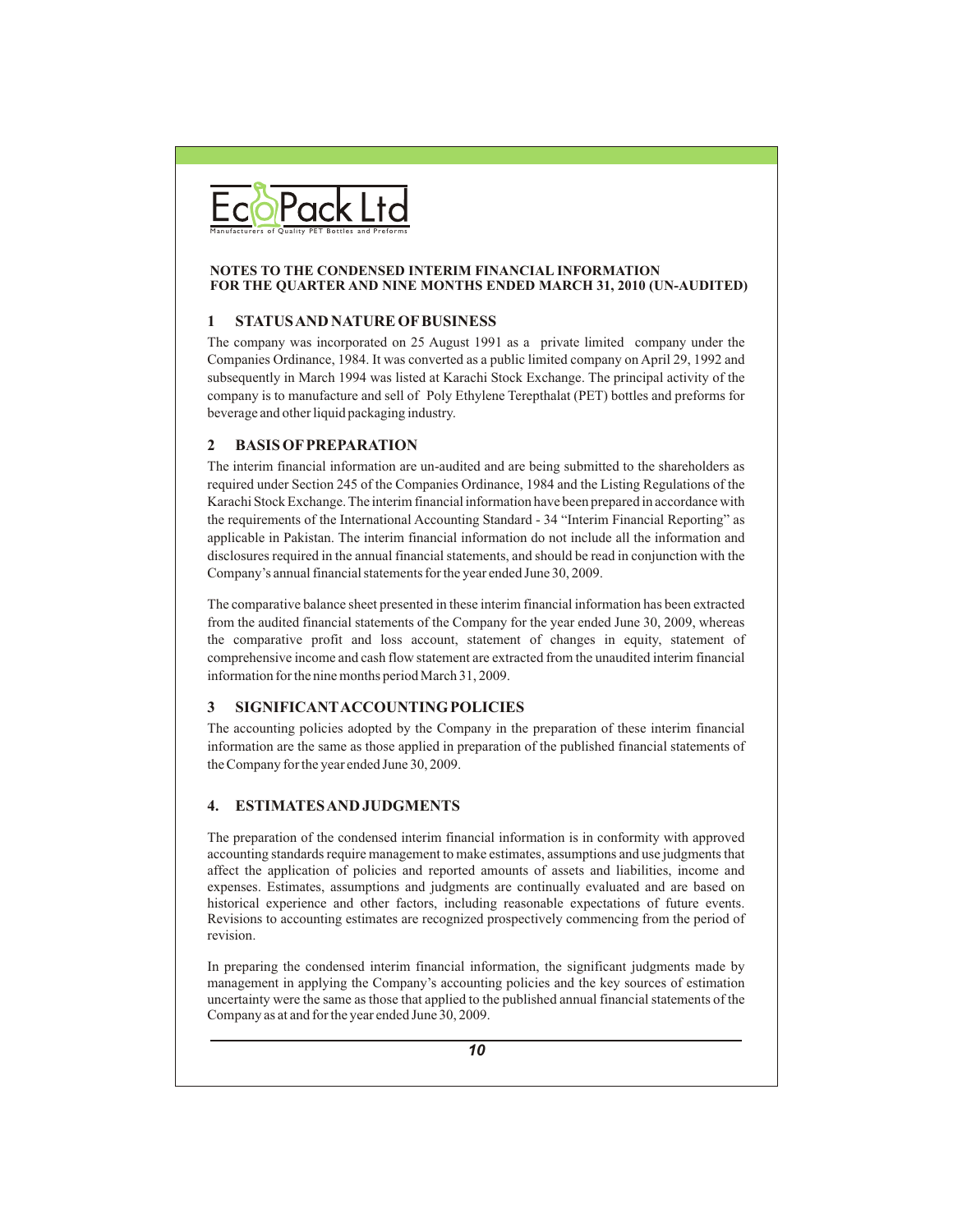**NOTES TO THE CONDENSED INTERIM FINANCIAL INFORMATION**
**FOR THE QUARTER AND NINE MONTHS ENDED MARCH 31, 2010 (UN-AUDITED)**

## 1 STATUS AND NATURE OF BUSINESS

The company was incorporated on 25 August 1991 as a private limited company under the Companies Ordinance, 1984. It was converted as a public limited company on April 29, 1992 and subsequently in March 1994 was listed at Karachi Stock Exchange. The principal activity of the company is to manufacture and sell of Poly Ethylene Terepthalat (PET) bottles and preforms for beverage and other liquid packaging industry.

## 2 BASIS OF PREPARATION

The interim financial information are un-audited and are being submitted to the shareholders as required under Section 245 of the Companies Ordinance, 1984 and the Listing Regulations of the Karachi Stock Exchange. The interim financial information have been prepared in accordance with the requirements of the International Accounting Standard - 34 "Interim Financial Reporting" as applicable in Pakistan. The interim financial information do not include all the information and disclosures required in the annual financial statements, and should be read in conjunction with the Company's annual financial statements for the year ended June 30, 2009.

The comparative balance sheet presented in these interim financial information has been extracted from the audited financial statements of the Company for the year ended June 30, 2009, whereas the comparative profit and loss account, statement of changes in equity, statement of comprehensive income and cash flow statement are extracted from the unaudited interim financial information for the nine months period March 31, 2009.

## 3 SIGNIFICANT ACCOUNTING POLICIES

The accounting policies adopted by the Company in the preparation of these interim financial information are the same as those applied in preparation of the published financial statements of the Company for the year ended June 30, 2009.

## 4. ESTIMATES AND JUDGMENTS

The preparation of the condensed interim financial information is in conformity with approved accounting standards require management to make estimates, assumptions and use judgments that affect the application of policies and reported amounts of assets and liabilities, income and expenses. Estimates, assumptions and judgments are continually evaluated and are based on historical experience and other factors, including reasonable expectations of future events. Revisions to accounting estimates are recognized prospectively commencing from the period of revision.

In preparing the condensed interim financial information, the significant judgments made by management in applying the Company's accounting policies and the key sources of estimation uncertainty were the same as those that applied to the published annual financial statements of the Company as at and for the year ended June 30, 2009.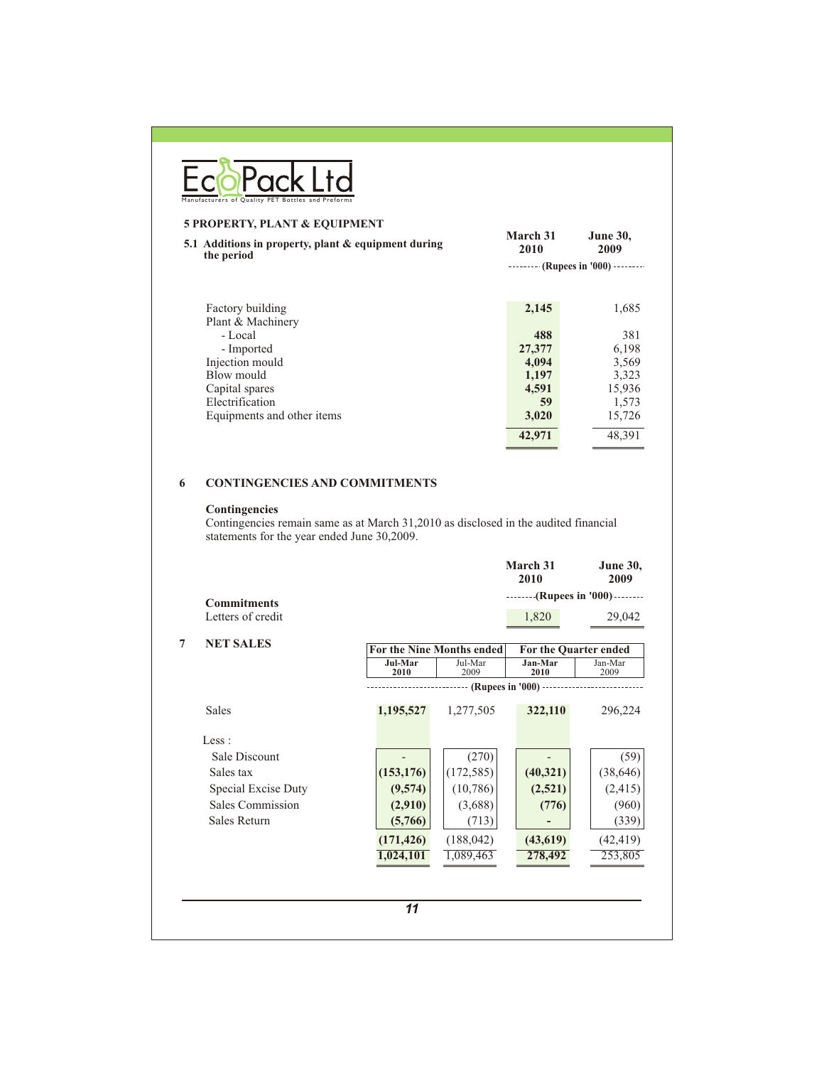## 5 PROPERTY, PLANT & EQUIPMENT

### 5.1 Additions in property, plant & equipment during the period

| | March 31 2010 | June 30, 2009 |
|---|---|---|
| | (Rupees in '000) | |
| Factory building | **2,145** | 1,685 |
| Plant & Machinery | | |
| - Local | **488** | 381 |
| - Imported | **27,377** | 6,198 |
| Injection mould | **4,094** | 3,569 |
| Blow mould | **1,197** | 3,323 |
| Capital spares | **4,591** | 15,936 |
| Electrification | **59** | 1,573 |
| Equipments and other items | **3,020** | 15,726 |
| | **42,971** | 48,391 |

## 6 CONTINGENCIES AND COMMITMENTS

**Contingencies**

Contingencies remain same as at March 31,2010 as disclosed in the audited financial statements for the year ended June 30,2009.

| | March 31 2010 | June 30, 2009 |
|---|---|---|
| | (Rupees in '000) | |
| **Commitments** | | |
| Letters of credit | 1,820 | 29,042 |

## 7 NET SALES

| | For the Nine Months ended | | For the Quarter ended | |
|---|---|---|---|---|
| | **Jul-Mar 2010** | Jul-Mar 2009 | **Jan-Mar 2010** | Jan-Mar 2009 |
| | (Rupees in '000) | | | |
| Sales | **1,195,527** | 1,277,505 | **322,110** | 296,224 |
| Less : | | | | |
| Sale Discount | - | (270) | - | (59) |
| Sales tax | **(153,176)** | (172,585) | **(40,321)** | (38,646) |
| Special Excise Duty | **(9,574)** | (10,786) | **(2,521)** | (2,415) |
| Sales Commission | **(2,910)** | (3,688) | **(776)** | (960) |
| Sales Return | **(5,766)** | (713) | **-** | (339) |
| | **(171,426)** | (188,042) | **(43,619)** | (42,419) |
| | **1,024,101** | 1,089,463 | **278,492** | 253,805 |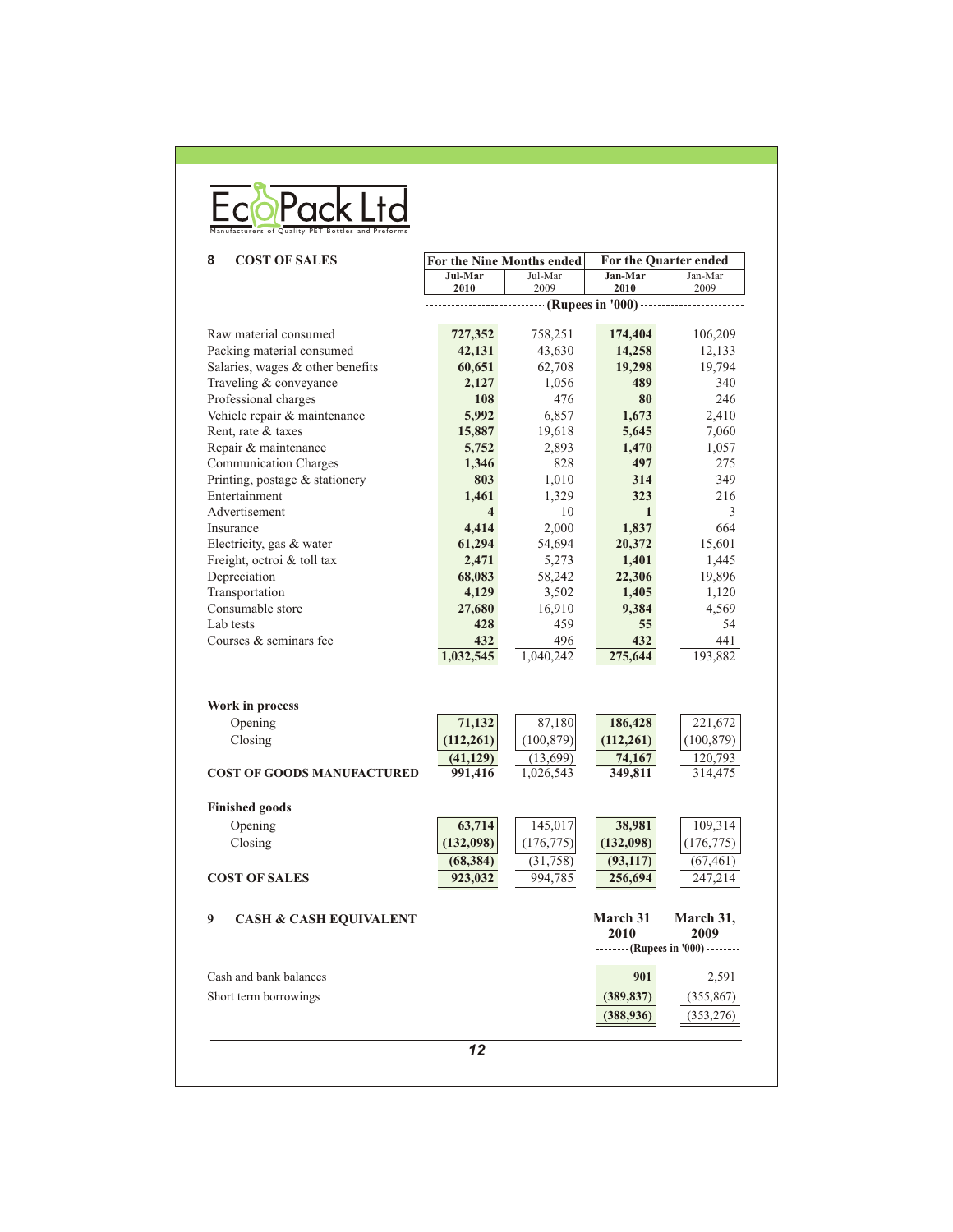EcoPack Ltd

Manufacturers of Quality PET Bottles and Preforms

## 8 COST OF SALES

| | For the Nine Months ended | | For the Quarter ended | |
|---|---|---|---|---|
| | **Jul-Mar 2010** | Jul-Mar 2009 | **Jan-Mar 2010** | Jan-Mar 2009 |
| | (Rupees in '000) | | | |
| Raw material consumed | **727,352** | 758,251 | **174,404** | 106,209 |
| Packing material consumed | **42,131** | 43,630 | **14,258** | 12,133 |
| Salaries, wages & other benefits | **60,651** | 62,708 | **19,298** | 19,794 |
| Traveling & conveyance | **2,127** | 1,056 | **489** | 340 |
| Professional charges | **108** | 476 | **80** | 246 |
| Vehicle repair & maintenance | **5,992** | 6,857 | **1,673** | 2,410 |
| Rent, rate & taxes | **15,887** | 19,618 | **5,645** | 7,060 |
| Repair & maintenance | **5,752** | 2,893 | **1,470** | 1,057 |
| Communication Charges | **1,346** | 828 | **497** | 275 |
| Printing, postage & stationery | **803** | 1,010 | **314** | 349 |
| Entertainment | **1,461** | 1,329 | **323** | 216 |
| Advertisement | **4** | 10 | **1** | 3 |
| Insurance | **4,414** | 2,000 | **1,837** | 664 |
| Electricity, gas & water | **61,294** | 54,694 | **20,372** | 15,601 |
| Freight, octroi & toll tax | **2,471** | 5,273 | **1,401** | 1,445 |
| Depreciation | **68,083** | 58,242 | **22,306** | 19,896 |
| Transportation | **4,129** | 3,502 | **1,405** | 1,120 |
| Consumable store | **27,680** | 16,910 | **9,384** | 4,569 |
| Lab tests | **428** | 459 | **55** | 54 |
| Courses & seminars fee | **432** | 496 | **432** | 441 |
| | **1,032,545** | 1,040,242 | **275,644** | 193,882 |
| **Work in process** | | | | |
| Opening | **71,132** | 87,180 | **186,428** | 221,672 |
| Closing | **(112,261)** | (100,879) | **(112,261)** | (100,879) |
| | **(41,129)** | (13,699) | **74,167** | 120,793 |
| **COST OF GOODS MANUFACTURED** | **991,416** | 1,026,543 | **349,811** | 314,475 |
| **Finished goods** | | | | |
| Opening | **63,714** | 145,017 | **38,981** | 109,314 |
| Closing | **(132,098)** | (176,775) | **(132,098)** | (176,775) |
| | **(68,384)** | (31,758) | **(93,117)** | (67,461) |
| **COST OF SALES** | **923,032** | 994,785 | **256,694** | 247,214 |

## 9 CASH & CASH EQUIVALENT

| | **March 31 2010** | **March 31, 2009** |
|---|---|---|
| | (Rupees in '000) | |
| Cash and bank balances | **901** | 2,591 |
| Short term borrowings | **(389,837)** | (355,867) |
| | **(388,936)** | (353,276) |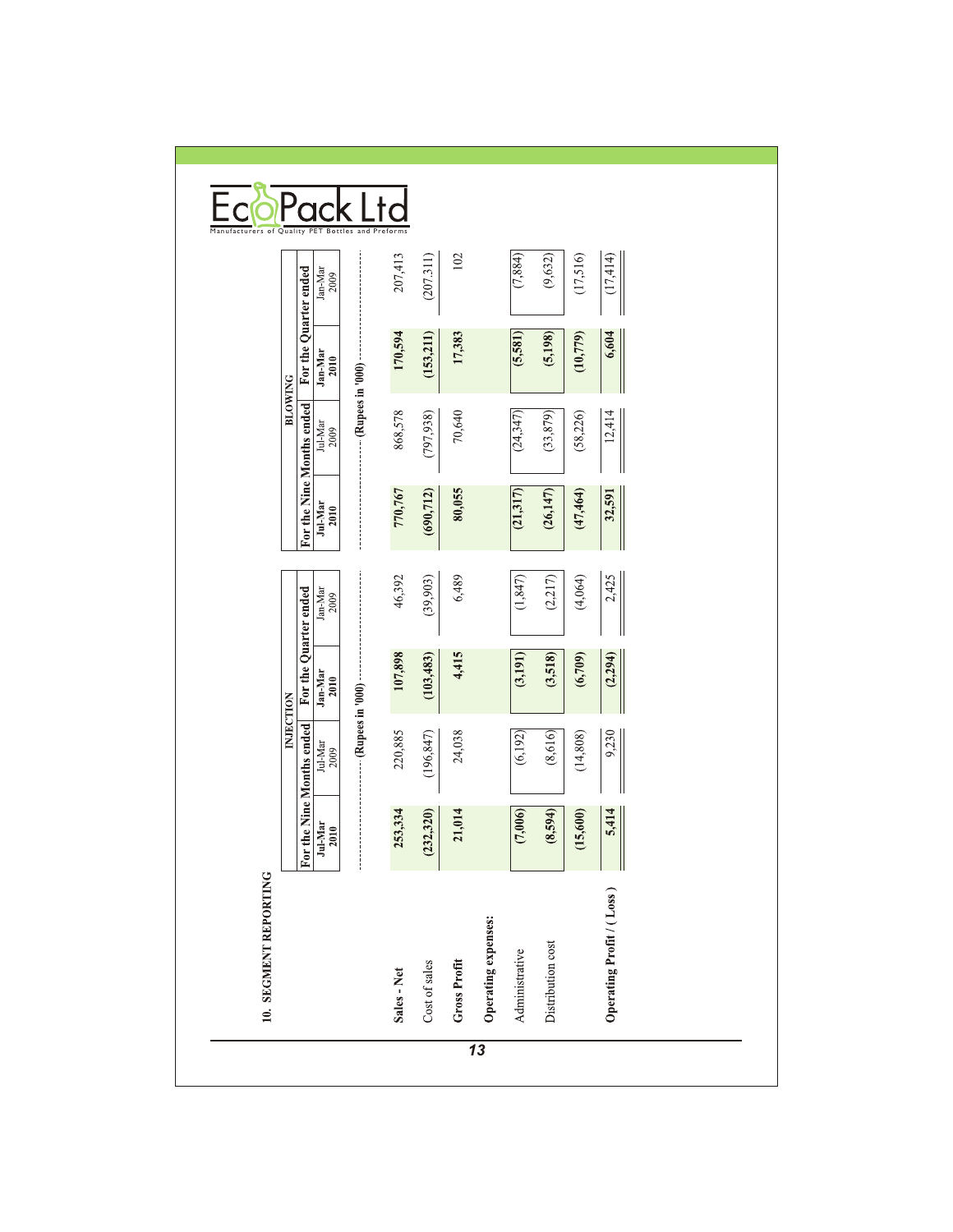## 10. SEGMENT REPORTING

| | INJECTION | | | | BLOWING | | | |
|---|---|---|---|---|---|---|---|---|
| | For the Nine Months ended | | For the Quarter ended | | For the Nine Months ended | | For the Quarter ended | |
| | Jul-Mar 2010 | Jul-Mar 2009 | Jan-Mar 2010 | Jan-Mar 2009 | Jul-Mar 2010 | Jul-Mar 2009 | Jan-Mar 2010 | Jan-Mar 2009 |
| | (Rupees in '000) | | | | (Rupees in '000) | | | |
| **Sales - Net** | **253,334** | 220,885 | **107,898** | 46,392 | **770,767** | 868,578 | **170,594** | 207,413 |
| Cost of sales | **(232,320)** | (196,847) | **(103,483)** | (39,903) | **(690,712)** | (797,938) | **(153,211)** | (207,311) |
| **Gross Profit** | **21,014** | 24,038 | **4,415** | 6,489 | **80,055** | 70,640 | **17,383** | 102 |
| **Operating expenses:** | | | | | | | | |
| Administrative | **(7,006)** | (6,192) | **(3,191)** | (1,847) | **(21,317)** | (24,347) | **(5,581)** | (7,884) |
| Distribution cost | **(8,594)** | (8,616) | **(3,518)** | (2,217) | **(26,147)** | (33,879) | **(5,198)** | (9,632) |
| | **(15,600)** | (14,808) | **(6,709)** | (4,064) | **(47,464)** | (58,226) | **(10,779)** | (17,516) |
| **Operating Profit / ( Loss )** | **5,414** | 9,230 | **(2,294)** | 2,425 | **32,591** | 12,414 | **6,604** | (17,414) |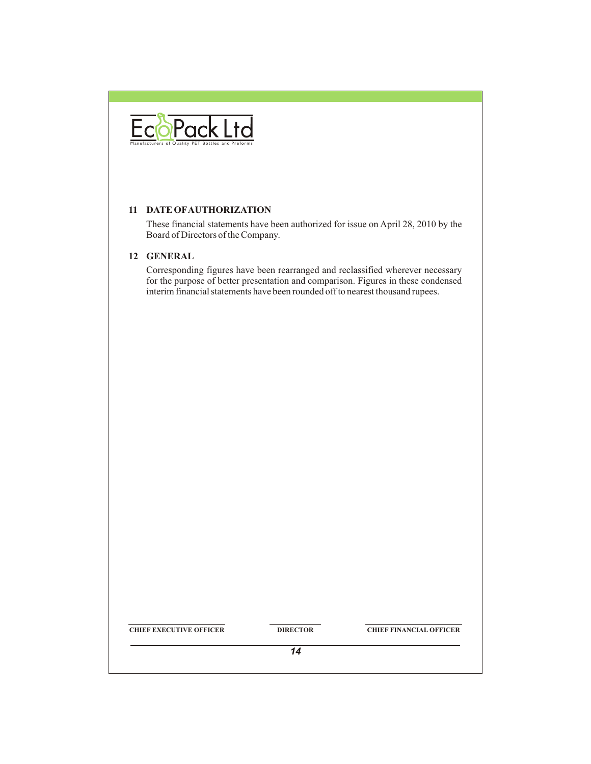EcoPack Ltd

Manufacturers of Quality PET Bottles and Preforms

## 11 DATE OF AUTHORIZATION

These financial statements have been authorized for issue on April 28, 2010 by the Board of Directors of the Company.

## 12 GENERAL

Corresponding figures have been rearranged and reclassified wherever necessary for the purpose of better presentation and comparison. Figures in these condensed interim financial statements have been rounded off to nearest thousand rupees.

| | | |
|---|---|---|
| **CHIEF EXECUTIVE OFFICER** | **DIRECTOR** | **CHIEF FINANCIAL OFFICER** |